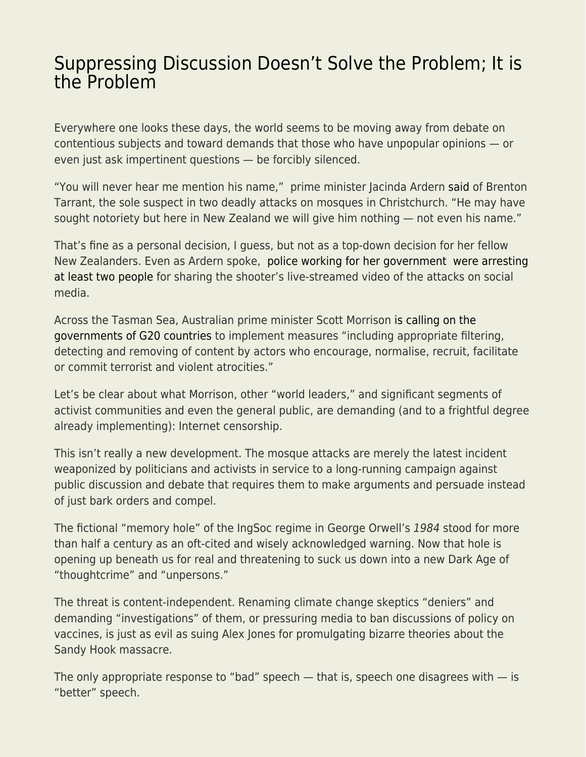# Suppressing Discussion Doesn't Solve the Problem; It is the Problem

Everywhere one looks these days, the world seems to be moving away from debate on contentious subjects and toward demands that those who have unpopular opinions — or even just ask impertinent questions — be forcibly silenced.

"You will never hear me mention his name," prime minister Jacinda Ardern said of Brenton Tarrant, the sole suspect in two deadly attacks on mosques in Christchurch. "He may have sought notoriety but here in New Zealand we will give him nothing — not even his name."

That's fine as a personal decision, I guess, but not as a top-down decision for her fellow New Zealanders. Even as Ardern spoke, police working for her government were arresting at least two people for sharing the shooter's live-streamed video of the attacks on social media.

Across the Tasman Sea, Australian prime minister Scott Morrison is calling on the governments of G20 countries to implement measures "including appropriate filtering, detecting and removing of content by actors who encourage, normalise, recruit, facilitate or commit terrorist and violent atrocities."

Let's be clear about what Morrison, other "world leaders," and significant segments of activist communities and even the general public, are demanding (and to a frightful degree already implementing): Internet censorship.

This isn't really a new development. The mosque attacks are merely the latest incident weaponized by politicians and activists in service to a long-running campaign against public discussion and debate that requires them to make arguments and persuade instead of just bark orders and compel.

The fictional "memory hole" of the IngSoc regime in George Orwell's *1984* stood for more than half a century as an oft-cited and wisely acknowledged warning. Now that hole is opening up beneath us for real and threatening to suck us down into a new Dark Age of "thoughtcrime" and "unpersons."

The threat is content-independent. Renaming climate change skeptics "deniers" and demanding "investigations" of them, or pressuring media to ban discussions of policy on vaccines, is just as evil as suing Alex Jones for promulgating bizarre theories about the Sandy Hook massacre.

The only appropriate response to "bad" speech — that is, speech one disagrees with — is "better" speech.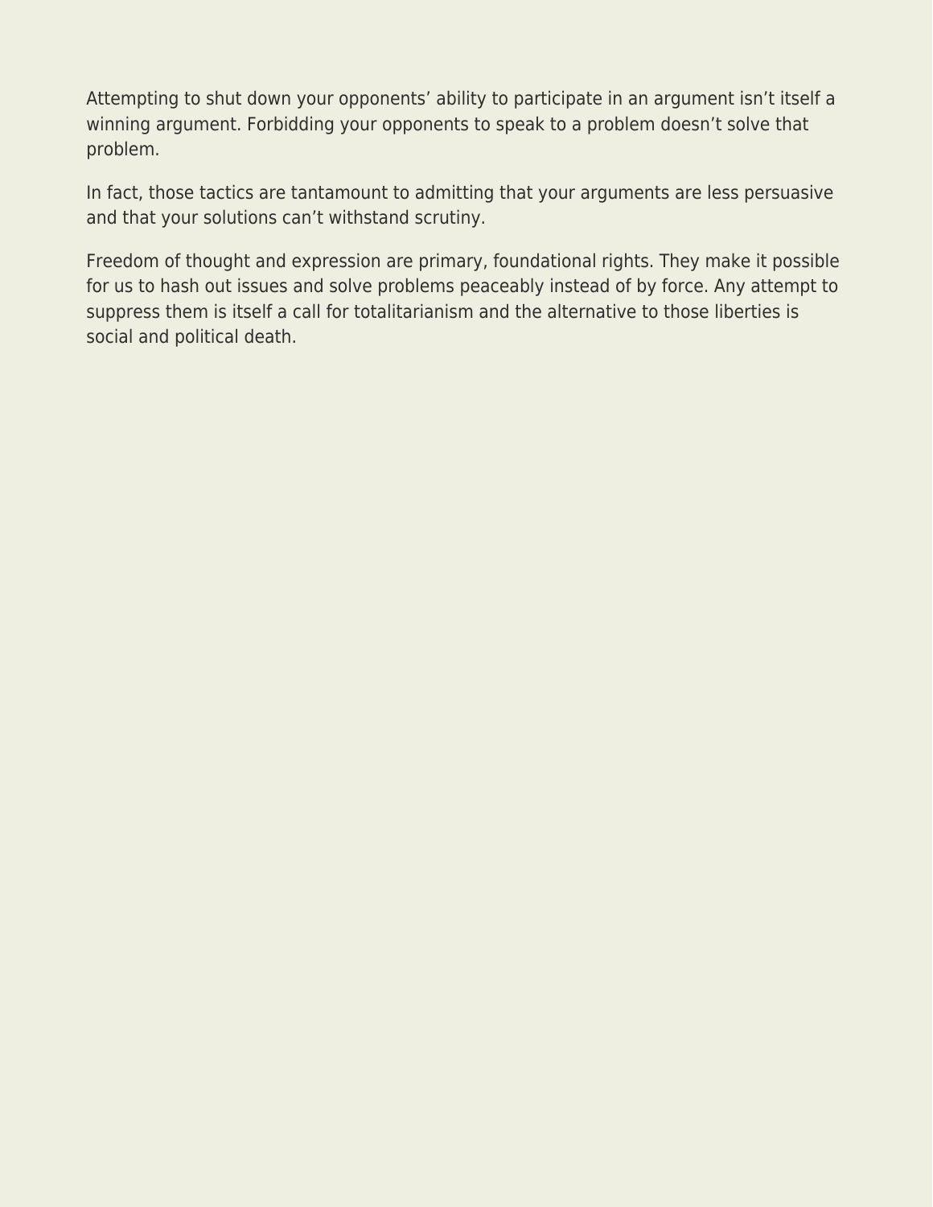Attempting to shut down your opponents' ability to participate in an argument isn't itself a winning argument. Forbidding your opponents to speak to a problem doesn't solve that problem.

In fact, those tactics are tantamount to admitting that your arguments are less persuasive and that your solutions can't withstand scrutiny.

Freedom of thought and expression are primary, foundational rights. They make it possible for us to hash out issues and solve problems peaceably instead of by force. Any attempt to suppress them is itself a call for totalitarianism and the alternative to those liberties is social and political death.